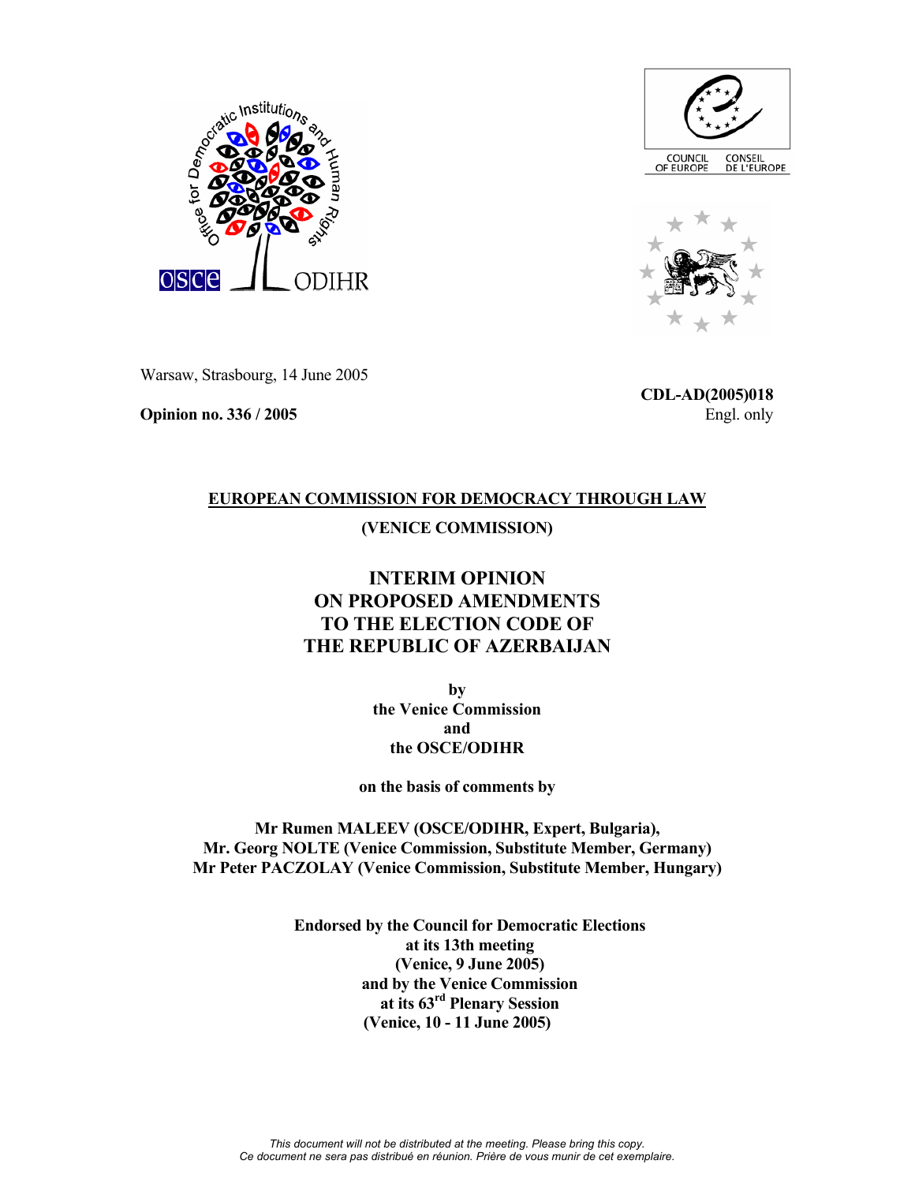Warsaw, Strasbourg, 14 June 2005

**Opinion no. 336 / 2005**

**CDL-AD(2005)018**
Engl. only

**EUROPEAN COMMISSION FOR DEMOCRACY THROUGH LAW**

**(VENICE COMMISSION)**

# INTERIM OPINION ON PROPOSED AMENDMENTS TO THE ELECTION CODE OF THE REPUBLIC OF AZERBAIJAN

**by**
**the Venice Commission**
**and**
**the OSCE/ODIHR**

**on the basis of comments by**

**Mr Rumen MALEEV (OSCE/ODIHR, Expert, Bulgaria),**
**Mr. Georg NOLTE (Venice Commission, Substitute Member, Germany)**
**Mr Peter PACZOLAY (Venice Commission, Substitute Member, Hungary)**

**Endorsed by the Council for Democratic Elections**
**at its 13th meeting**
**(Venice, 9 June 2005)**
**and by the Venice Commission**
**at its 63rd Plenary Session**
**(Venice, 10 - 11 June 2005)**

*This document will not be distributed at the meeting. Please bring this copy.*
*Ce document ne sera pas distribué en réunion. Prière de vous munir de cet exemplaire.*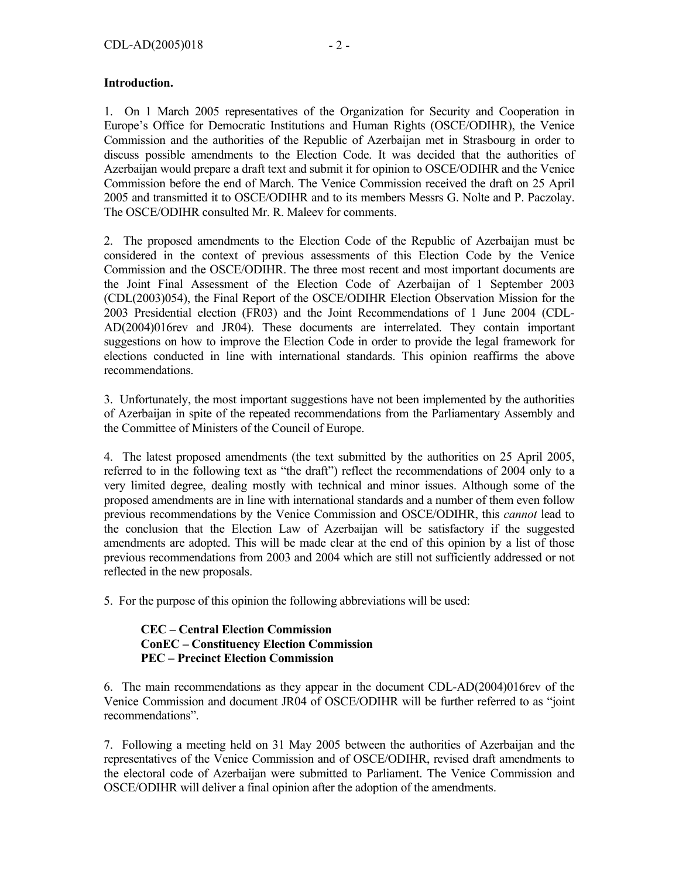**Introduction.**

1. On 1 March 2005 representatives of the Organization for Security and Cooperation in Europe's Office for Democratic Institutions and Human Rights (OSCE/ODIHR), the Venice Commission and the authorities of the Republic of Azerbaijan met in Strasbourg in order to discuss possible amendments to the Election Code. It was decided that the authorities of Azerbaijan would prepare a draft text and submit it for opinion to OSCE/ODIHR and the Venice Commission before the end of March. The Venice Commission received the draft on 25 April 2005 and transmitted it to OSCE/ODIHR and to its members Messrs G. Nolte and P. Paczolay. The OSCE/ODIHR consulted Mr. R. Maleev for comments.

2. The proposed amendments to the Election Code of the Republic of Azerbaijan must be considered in the context of previous assessments of this Election Code by the Venice Commission and the OSCE/ODIHR. The three most recent and most important documents are the Joint Final Assessment of the Election Code of Azerbaijan of 1 September 2003 (CDL(2003)054), the Final Report of the OSCE/ODIHR Election Observation Mission for the 2003 Presidential election (FR03) and the Joint Recommendations of 1 June 2004 (CDL-AD(2004)016rev and JR04). These documents are interrelated. They contain important suggestions on how to improve the Election Code in order to provide the legal framework for elections conducted in line with international standards. This opinion reaffirms the above recommendations.

3. Unfortunately, the most important suggestions have not been implemented by the authorities of Azerbaijan in spite of the repeated recommendations from the Parliamentary Assembly and the Committee of Ministers of the Council of Europe.

4. The latest proposed amendments (the text submitted by the authorities on 25 April 2005, referred to in the following text as "the draft") reflect the recommendations of 2004 only to a very limited degree, dealing mostly with technical and minor issues. Although some of the proposed amendments are in line with international standards and a number of them even follow previous recommendations by the Venice Commission and OSCE/ODIHR, this *cannot* lead to the conclusion that the Election Law of Azerbaijan will be satisfactory if the suggested amendments are adopted. This will be made clear at the end of this opinion by a list of those previous recommendations from 2003 and 2004 which are still not sufficiently addressed or not reflected in the new proposals.

5. For the purpose of this opinion the following abbreviations will be used:

**CEC – Central Election Commission**
**ConEC – Constituency Election Commission**
**PEC – Precinct Election Commission**

6. The main recommendations as they appear in the document CDL-AD(2004)016rev of the Venice Commission and document JR04 of OSCE/ODIHR will be further referred to as "joint recommendations".

7. Following a meeting held on 31 May 2005 between the authorities of Azerbaijan and the representatives of the Venice Commission and of OSCE/ODIHR, revised draft amendments to the electoral code of Azerbaijan were submitted to Parliament. The Venice Commission and OSCE/ODIHR will deliver a final opinion after the adoption of the amendments.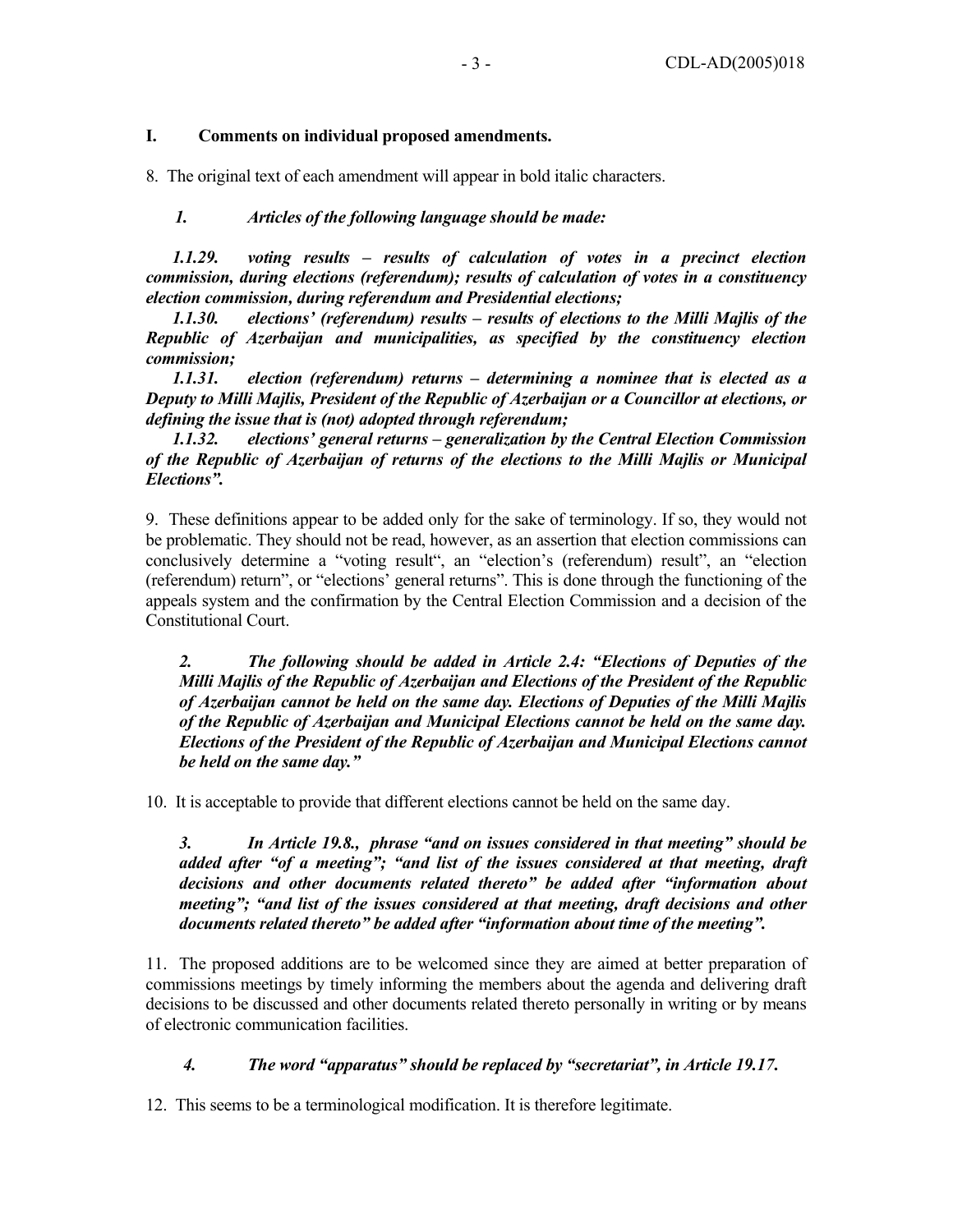## I. Comments on individual proposed amendments.

8. The original text of each amendment will appear in bold italic characters.

***1. Articles of the following language should be made:***

***1.1.29. voting results – results of calculation of votes in a precinct election commission, during elections (referendum); results of calculation of votes in a constituency election commission, during referendum and Presidential elections;***

***1.1.30. elections' (referendum) results – results of elections to the Milli Majlis of the Republic of Azerbaijan and municipalities, as specified by the constituency election commission;***

***1.1.31. election (referendum) returns – determining a nominee that is elected as a Deputy to Milli Majlis, President of the Republic of Azerbaijan or a Councillor at elections, or defining the issue that is (not) adopted through referendum;***

***1.1.32. elections' general returns – generalization by the Central Election Commission of the Republic of Azerbaijan of returns of the elections to the Milli Majlis or Municipal Elections".***

9. These definitions appear to be added only for the sake of terminology. If so, they would not be problematic. They should not be read, however, as an assertion that election commissions can conclusively determine a "voting result", an "election's (referendum) result", an "election (referendum) return", or "elections' general returns". This is done through the functioning of the appeals system and the confirmation by the Central Election Commission and a decision of the Constitutional Court.

***2. The following should be added in Article 2.4: "Elections of Deputies of the Milli Majlis of the Republic of Azerbaijan and Elections of the President of the Republic of Azerbaijan cannot be held on the same day. Elections of Deputies of the Milli Majlis of the Republic of Azerbaijan and Municipal Elections cannot be held on the same day. Elections of the President of the Republic of Azerbaijan and Municipal Elections cannot be held on the same day."***

10. It is acceptable to provide that different elections cannot be held on the same day.

***3. In Article 19.8., phrase "and on issues considered in that meeting" should be added after "of a meeting"; "and list of the issues considered at that meeting, draft decisions and other documents related thereto" be added after "information about meeting"; "and list of the issues considered at that meeting, draft decisions and other documents related thereto" be added after "information about time of the meeting".***

11. The proposed additions are to be welcomed since they are aimed at better preparation of commissions meetings by timely informing the members about the agenda and delivering draft decisions to be discussed and other documents related thereto personally in writing or by means of electronic communication facilities.

***4. The word "apparatus" should be replaced by "secretariat", in Article 19.17.***

12. This seems to be a terminological modification. It is therefore legitimate.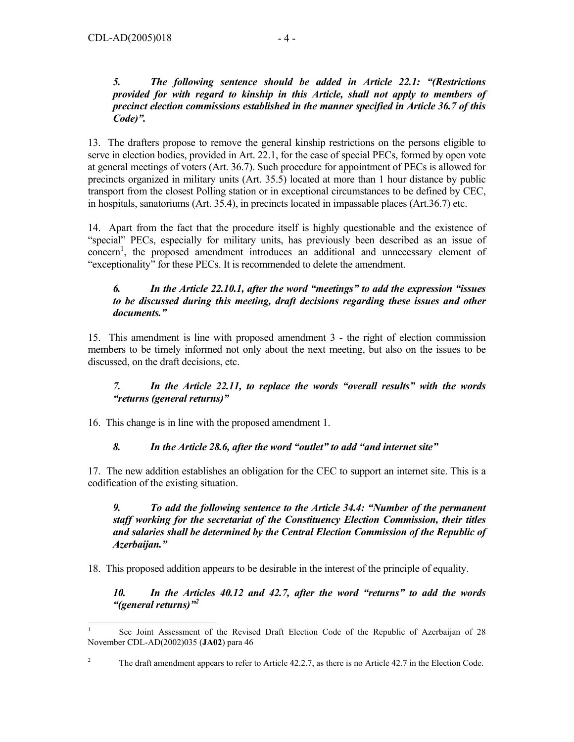*5. The following sentence should be added in Article 22.1: "(Restrictions provided for with regard to kinship in this Article, shall not apply to members of precinct election commissions established in the manner specified in Article 36.7 of this Code)".*

13. The drafters propose to remove the general kinship restrictions on the persons eligible to serve in election bodies, provided in Art. 22.1, for the case of special PECs, formed by open vote at general meetings of voters (Art. 36.7). Such procedure for appointment of PECs is allowed for precincts organized in military units (Art. 35.5) located at more than 1 hour distance by public transport from the closest Polling station or in exceptional circumstances to be defined by CEC, in hospitals, sanatoriums (Art. 35.4), in precincts located in impassable places (Art.36.7) etc.

14. Apart from the fact that the procedure itself is highly questionable and the existence of "special" PECs, especially for military units, has previously been described as an issue of concern[1], the proposed amendment introduces an additional and unnecessary element of "exceptionality" for these PECs. It is recommended to delete the amendment.

*6. In the Article 22.10.1, after the word "meetings" to add the expression "issues to be discussed during this meeting, draft decisions regarding these issues and other documents."*

15. This amendment is line with proposed amendment 3 - the right of election commission members to be timely informed not only about the next meeting, but also on the issues to be discussed, on the draft decisions, etc.

*7. In the Article 22.11, to replace the words "overall results" with the words "returns (general returns)"*

16. This change is in line with the proposed amendment 1.

*8. In the Article 28.6, after the word "outlet" to add "and internet site"*

17. The new addition establishes an obligation for the CEC to support an internet site. This is a codification of the existing situation.

*9. To add the following sentence to the Article 34.4: "Number of the permanent staff working for the secretariat of the Constituency Election Commission, their titles and salaries shall be determined by the Central Election Commission of the Republic of Azerbaijan."*

18. This proposed addition appears to be desirable in the interest of the principle of equality.

*10. In the Articles 40.12 and 42.7, after the word "returns" to add the words "(general returns)"[2]*

---

[1] See Joint Assessment of the Revised Draft Election Code of the Republic of Azerbaijan of 28 November CDL-AD(2002)035 (**JA02**) para 46

[2] The draft amendment appears to refer to Article 42.2.7, as there is no Article 42.7 in the Election Code.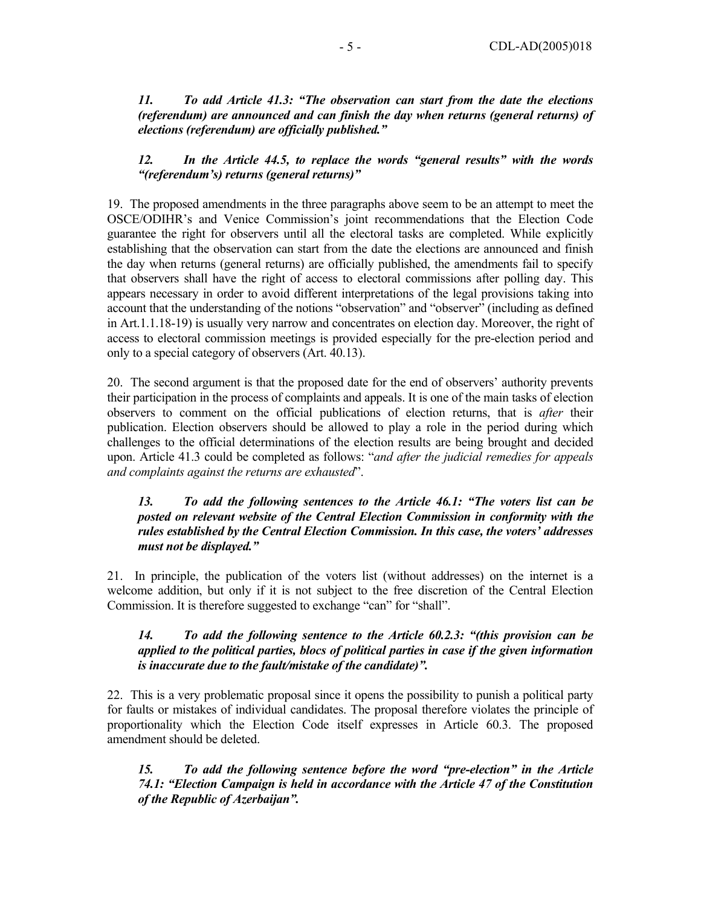***11. To add Article 41.3: "The observation can start from the date the elections (referendum) are announced and can finish the day when returns (general returns) of elections (referendum) are officially published."***

***12. In the Article 44.5, to replace the words "general results" with the words "(referendum's) returns (general returns)"***

19. The proposed amendments in the three paragraphs above seem to be an attempt to meet the OSCE/ODIHR's and Venice Commission's joint recommendations that the Election Code guarantee the right for observers until all the electoral tasks are completed. While explicitly establishing that the observation can start from the date the elections are announced and finish the day when returns (general returns) are officially published, the amendments fail to specify that observers shall have the right of access to electoral commissions after polling day. This appears necessary in order to avoid different interpretations of the legal provisions taking into account that the understanding of the notions "observation" and "observer" (including as defined in Art.1.1.18-19) is usually very narrow and concentrates on election day. Moreover, the right of access to electoral commission meetings is provided especially for the pre-election period and only to a special category of observers (Art. 40.13).

20. The second argument is that the proposed date for the end of observers' authority prevents their participation in the process of complaints and appeals. It is one of the main tasks of election observers to comment on the official publications of election returns, that is *after* their publication. Election observers should be allowed to play a role in the period during which challenges to the official determinations of the election results are being brought and decided upon. Article 41.3 could be completed as follows: "*and after the judicial remedies for appeals and complaints against the returns are exhausted*".

***13. To add the following sentences to the Article 46.1: "The voters list can be posted on relevant website of the Central Election Commission in conformity with the rules established by the Central Election Commission. In this case, the voters' addresses must not be displayed."***

21. In principle, the publication of the voters list (without addresses) on the internet is a welcome addition, but only if it is not subject to the free discretion of the Central Election Commission. It is therefore suggested to exchange "can" for "shall".

***14. To add the following sentence to the Article 60.2.3: "(this provision can be applied to the political parties, blocs of political parties in case if the given information is inaccurate due to the fault/mistake of the candidate)".***

22. This is a very problematic proposal since it opens the possibility to punish a political party for faults or mistakes of individual candidates. The proposal therefore violates the principle of proportionality which the Election Code itself expresses in Article 60.3. The proposed amendment should be deleted.

***15. To add the following sentence before the word "pre-election" in the Article 74.1: "Election Campaign is held in accordance with the Article 47 of the Constitution of the Republic of Azerbaijan".***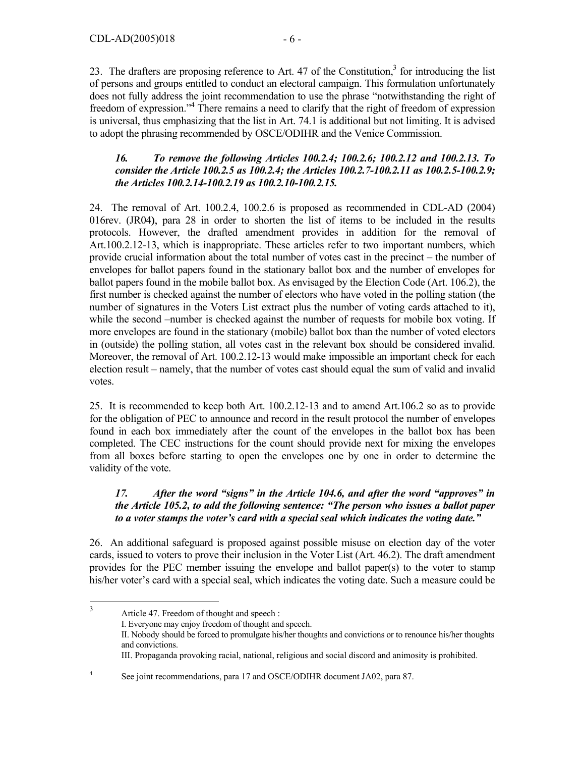23. The drafters are proposing reference to Art. 47 of the Constitution,[3] for introducing the list of persons and groups entitled to conduct an electoral campaign. This formulation unfortunately does not fully address the joint recommendation to use the phrase "notwithstanding the right of freedom of expression."[4] There remains a need to clarify that the right of freedom of expression is universal, thus emphasizing that the list in Art. 74.1 is additional but not limiting. It is advised to adopt the phrasing recommended by OSCE/ODIHR and the Venice Commission.

***16. To remove the following Articles 100.2.4; 100.2.6; 100.2.12 and 100.2.13. To consider the Article 100.2.5 as 100.2.4; the Articles 100.2.7-100.2.11 as 100.2.5-100.2.9; the Articles 100.2.14-100.2.19 as 100.2.10-100.2.15.***

24. The removal of Art. 100.2.4, 100.2.6 is proposed as recommended in CDL-AD (2004) 016rev. (JR04**)**, para 28 in order to shorten the list of items to be included in the results protocols. However, the drafted amendment provides in addition for the removal of Art.100.2.12-13, which is inappropriate. These articles refer to two important numbers, which provide crucial information about the total number of votes cast in the precinct – the number of envelopes for ballot papers found in the stationary ballot box and the number of envelopes for ballot papers found in the mobile ballot box. As envisaged by the Election Code (Art. 106.2), the first number is checked against the number of electors who have voted in the polling station (the number of signatures in the Voters List extract plus the number of voting cards attached to it), while the second –number is checked against the number of requests for mobile box voting. If more envelopes are found in the stationary (mobile) ballot box than the number of voted electors in (outside) the polling station, all votes cast in the relevant box should be considered invalid. Moreover, the removal of Art. 100.2.12-13 would make impossible an important check for each election result – namely, that the number of votes cast should equal the sum of valid and invalid votes.

25. It is recommended to keep both Art. 100.2.12-13 and to amend Art.106.2 so as to provide for the obligation of PEC to announce and record in the result protocol the number of envelopes found in each box immediately after the count of the envelopes in the ballot box has been completed. The CEC instructions for the count should provide next for mixing the envelopes from all boxes before starting to open the envelopes one by one in order to determine the validity of the vote.

***17. After the word "signs" in the Article 104.6, and after the word "approves" in the Article 105.2, to add the following sentence: "The person who issues a ballot paper to a voter stamps the voter's card with a special seal which indicates the voting date."***

26. An additional safeguard is proposed against possible misuse on election day of the voter cards, issued to voters to prove their inclusion in the Voter List (Art. 46.2). The draft amendment provides for the PEC member issuing the envelope and ballot paper(s) to the voter to stamp his/her voter's card with a special seal, which indicates the voting date. Such a measure could be

---

[3] Article 47. Freedom of thought and speech :
I. Everyone may enjoy freedom of thought and speech.
II. Nobody should be forced to promulgate his/her thoughts and convictions or to renounce his/her thoughts and convictions.
III. Propaganda provoking racial, national, religious and social discord and animosity is prohibited.

[4] See joint recommendations, para 17 and OSCE/ODIHR document JA02, para 87.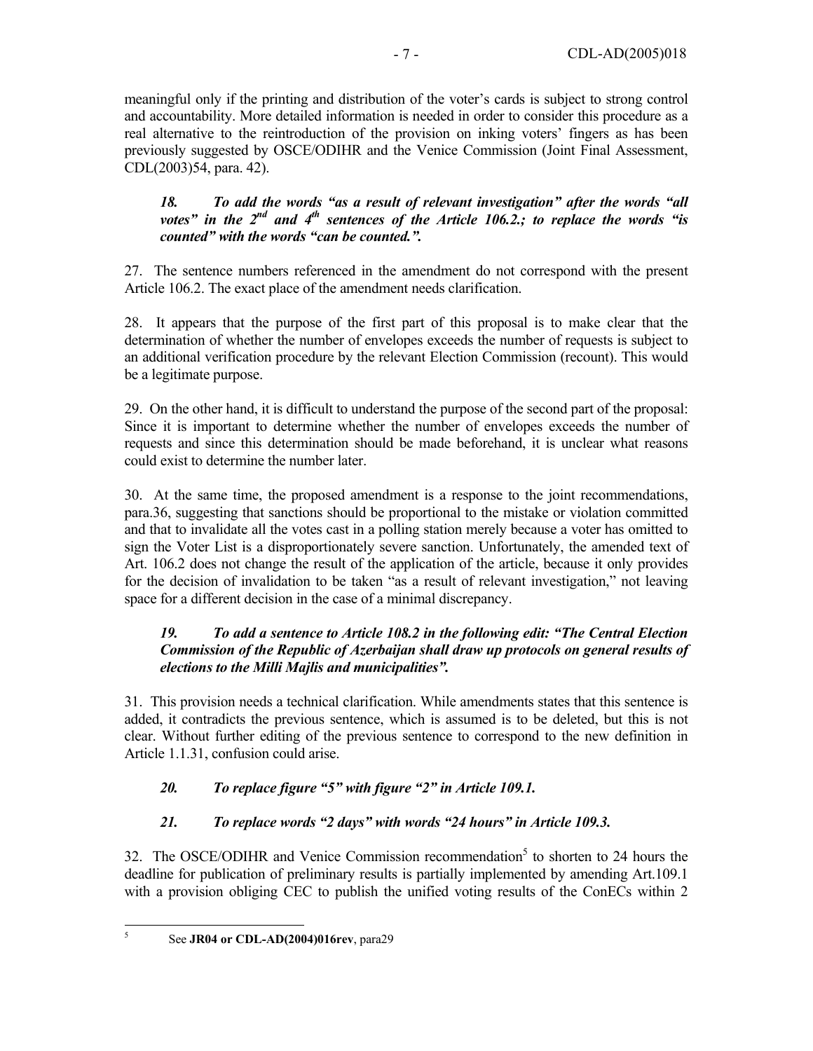meaningful only if the printing and distribution of the voter's cards is subject to strong control and accountability. More detailed information is needed in order to consider this procedure as a real alternative to the reintroduction of the provision on inking voters' fingers as has been previously suggested by OSCE/ODIHR and the Venice Commission (Joint Final Assessment, CDL(2003)54, para. 42).

***18. To add the words "as a result of relevant investigation" after the words "all votes" in the 2nd and 4th sentences of the Article 106.2.; to replace the words "is counted" with the words "can be counted.".***

27. The sentence numbers referenced in the amendment do not correspond with the present Article 106.2. The exact place of the amendment needs clarification.

28. It appears that the purpose of the first part of this proposal is to make clear that the determination of whether the number of envelopes exceeds the number of requests is subject to an additional verification procedure by the relevant Election Commission (recount). This would be a legitimate purpose.

29. On the other hand, it is difficult to understand the purpose of the second part of the proposal: Since it is important to determine whether the number of envelopes exceeds the number of requests and since this determination should be made beforehand, it is unclear what reasons could exist to determine the number later.

30. At the same time, the proposed amendment is a response to the joint recommendations, para.36, suggesting that sanctions should be proportional to the mistake or violation committed and that to invalidate all the votes cast in a polling station merely because a voter has omitted to sign the Voter List is a disproportionately severe sanction. Unfortunately, the amended text of Art. 106.2 does not change the result of the application of the article, because it only provides for the decision of invalidation to be taken "as a result of relevant investigation," not leaving space for a different decision in the case of a minimal discrepancy.

***19. To add a sentence to Article 108.2 in the following edit: "The Central Election Commission of the Republic of Azerbaijan shall draw up protocols on general results of elections to the Milli Majlis and municipalities".***

31. This provision needs a technical clarification. While amendments states that this sentence is added, it contradicts the previous sentence, which is assumed is to be deleted, but this is not clear. Without further editing of the previous sentence to correspond to the new definition in Article 1.1.31, confusion could arise.

***20. To replace figure "5" with figure "2" in Article 109.1.***

***21. To replace words "2 days" with words "24 hours" in Article 109.3.***

32. The OSCE/ODIHR and Venice Commission recommendation[5] to shorten to 24 hours the deadline for publication of preliminary results is partially implemented by amending Art.109.1 with a provision obliging CEC to publish the unified voting results of the ConECs within 2

[5] See **JR04 or CDL-AD(2004)016rev**, para29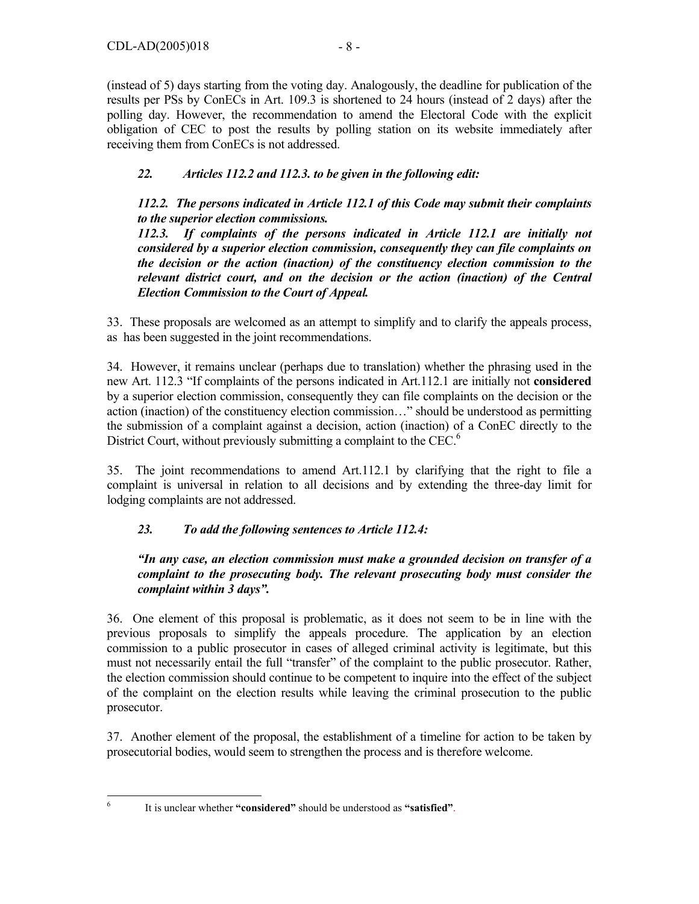(instead of 5) days starting from the voting day. Analogously, the deadline for publication of the results per PSs by ConECs in Art. 109.3 is shortened to 24 hours (instead of 2 days) after the polling day. However, the recommendation to amend the Electoral Code with the explicit obligation of CEC to post the results by polling station on its website immediately after receiving them from ConECs is not addressed.

***22. Articles 112.2 and 112.3. to be given in the following edit:***

***112.2. The persons indicated in Article 112.1 of this Code may submit their complaints to the superior election commissions.***
***112.3. If complaints of the persons indicated in Article 112.1 are initially not considered by a superior election commission, consequently they can file complaints on the decision or the action (inaction) of the constituency election commission to the relevant district court, and on the decision or the action (inaction) of the Central Election Commission to the Court of Appeal.***

33. These proposals are welcomed as an attempt to simplify and to clarify the appeals process, as has been suggested in the joint recommendations.

34. However, it remains unclear (perhaps due to translation) whether the phrasing used in the new Art. 112.3 "If complaints of the persons indicated in Art.112.1 are initially not **considered** by a superior election commission, consequently they can file complaints on the decision or the action (inaction) of the constituency election commission…" should be understood as permitting the submission of a complaint against a decision, action (inaction) of a ConEC directly to the District Court, without previously submitting a complaint to the CEC.[6]

35. The joint recommendations to amend Art.112.1 by clarifying that the right to file a complaint is universal in relation to all decisions and by extending the three-day limit for lodging complaints are not addressed.

***23. To add the following sentences to Article 112.4:***

***"In any case, an election commission must make a grounded decision on transfer of a complaint to the prosecuting body. The relevant prosecuting body must consider the complaint within 3 days".***

36. One element of this proposal is problematic, as it does not seem to be in line with the previous proposals to simplify the appeals procedure. The application by an election commission to a public prosecutor in cases of alleged criminal activity is legitimate, but this must not necessarily entail the full "transfer" of the complaint to the public prosecutor. Rather, the election commission should continue to be competent to inquire into the effect of the subject of the complaint on the election results while leaving the criminal prosecution to the public prosecutor.

37. Another element of the proposal, the establishment of a timeline for action to be taken by prosecutorial bodies, would seem to strengthen the process and is therefore welcome.

---

[6] It is unclear whether **"considered"** should be understood as **"satisfied"**.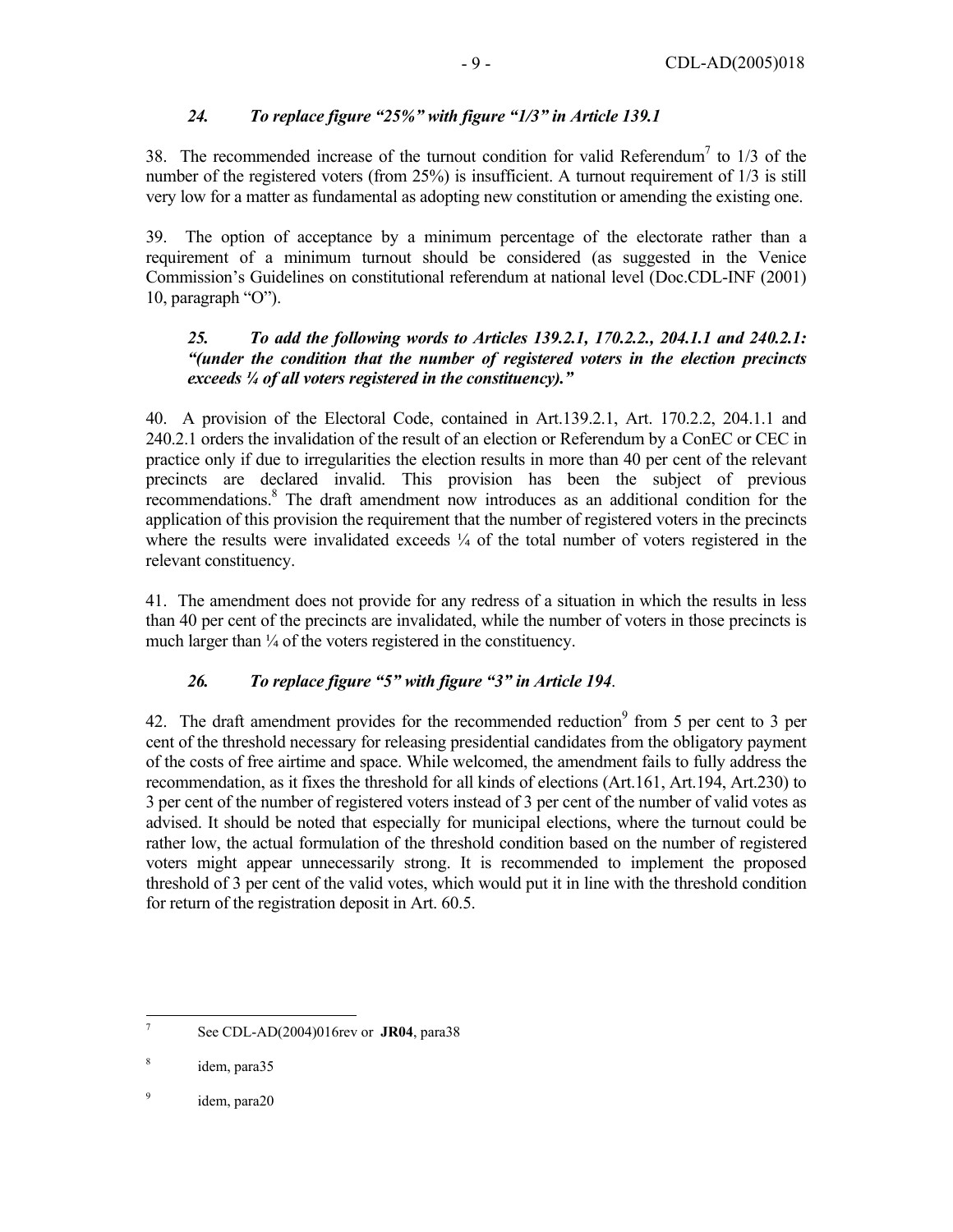### *24. To replace figure "25%" with figure "1/3" in Article 139.1*

38. The recommended increase of the turnout condition for valid Referendum[7] to 1/3 of the number of the registered voters (from 25%) is insufficient. A turnout requirement of 1/3 is still very low for a matter as fundamental as adopting new constitution or amending the existing one.

39. The option of acceptance by a minimum percentage of the electorate rather than a requirement of a minimum turnout should be considered (as suggested in the Venice Commission's Guidelines on constitutional referendum at national level (Doc.CDL-INF (2001) 10, paragraph "O").

### *25. To add the following words to Articles 139.2.1, 170.2.2., 204.1.1 and 240.2.1: "(under the condition that the number of registered voters in the election precincts exceeds ¼ of all voters registered in the constituency)."*

40. A provision of the Electoral Code, contained in Art.139.2.1, Art. 170.2.2, 204.1.1 and 240.2.1 orders the invalidation of the result of an election or Referendum by a ConEC or CEC in practice only if due to irregularities the election results in more than 40 per cent of the relevant precincts are declared invalid. This provision has been the subject of previous recommendations.[8] The draft amendment now introduces as an additional condition for the application of this provision the requirement that the number of registered voters in the precincts where the results were invalidated exceeds ¼ of the total number of voters registered in the relevant constituency.

41. The amendment does not provide for any redress of a situation in which the results in less than 40 per cent of the precincts are invalidated, while the number of voters in those precincts is much larger than ¼ of the voters registered in the constituency.

### *26. To replace figure "5" with figure "3" in Article 194.*

42. The draft amendment provides for the recommended reduction[9] from 5 per cent to 3 per cent of the threshold necessary for releasing presidential candidates from the obligatory payment of the costs of free airtime and space. While welcomed, the amendment fails to fully address the recommendation, as it fixes the threshold for all kinds of elections (Art.161, Art.194, Art.230) to 3 per cent of the number of registered voters instead of 3 per cent of the number of valid votes as advised. It should be noted that especially for municipal elections, where the turnout could be rather low, the actual formulation of the threshold condition based on the number of registered voters might appear unnecessarily strong. It is recommended to implement the proposed threshold of 3 per cent of the valid votes, which would put it in line with the threshold condition for return of the registration deposit in Art. 60.5.

---

[7] See CDL-AD(2004)016rev or **JR04**, para38

[8] idem, para35

[9] idem, para20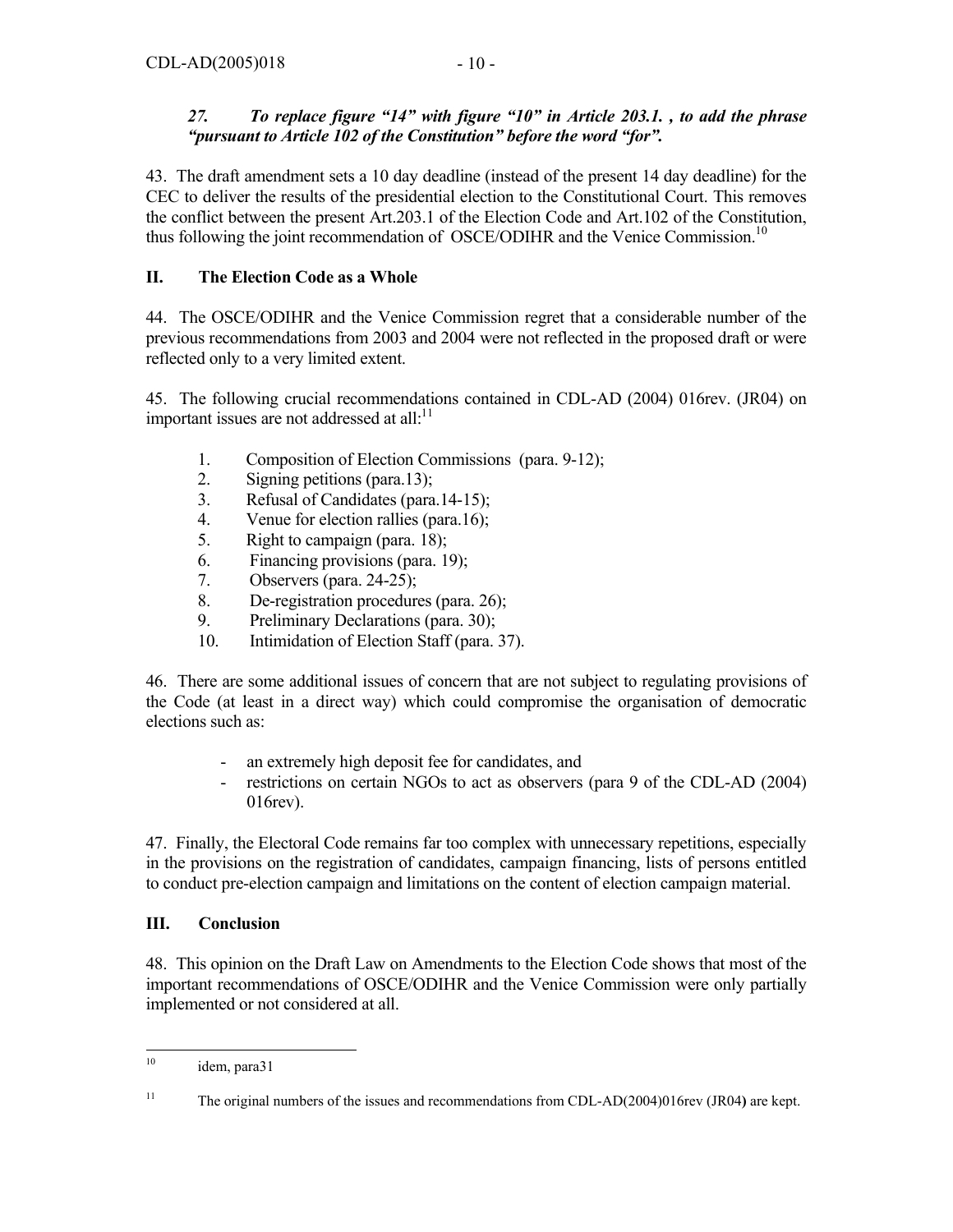*27. To replace figure "14" with figure "10" in Article 203.1. , to add the phrase "pursuant to Article 102 of the Constitution" before the word "for".*

43. The draft amendment sets a 10 day deadline (instead of the present 14 day deadline) for the CEC to deliver the results of the presidential election to the Constitutional Court. This removes the conflict between the present Art.203.1 of the Election Code and Art.102 of the Constitution, thus following the joint recommendation of OSCE/ODIHR and the Venice Commission.[10]

## II. The Election Code as a Whole

44. The OSCE/ODIHR and the Venice Commission regret that a considerable number of the previous recommendations from 2003 and 2004 were not reflected in the proposed draft or were reflected only to a very limited extent.

45. The following crucial recommendations contained in CDL-AD (2004) 016rev. (JR04) on important issues are not addressed at all:[11]

1. Composition of Election Commissions (para. 9-12);
2. Signing petitions (para.13);
3. Refusal of Candidates (para.14-15);
4. Venue for election rallies (para.16);
5. Right to campaign (para. 18);
6. Financing provisions (para. 19);
7. Observers (para. 24-25);
8. De-registration procedures (para. 26);
9. Preliminary Declarations (para. 30);
10. Intimidation of Election Staff (para. 37).

46. There are some additional issues of concern that are not subject to regulating provisions of the Code (at least in a direct way) which could compromise the organisation of democratic elections such as:

- an extremely high deposit fee for candidates, and
- restrictions on certain NGOs to act as observers (para 9 of the CDL-AD (2004) 016rev).

47. Finally, the Electoral Code remains far too complex with unnecessary repetitions, especially in the provisions on the registration of candidates, campaign financing, lists of persons entitled to conduct pre-election campaign and limitations on the content of election campaign material.

## III. Conclusion

48. This opinion on the Draft Law on Amendments to the Election Code shows that most of the important recommendations of OSCE/ODIHR and the Venice Commission were only partially implemented or not considered at all.

---

[10] idem, para31

[11] The original numbers of the issues and recommendations from CDL-AD(2004)016rev (JR04) are kept.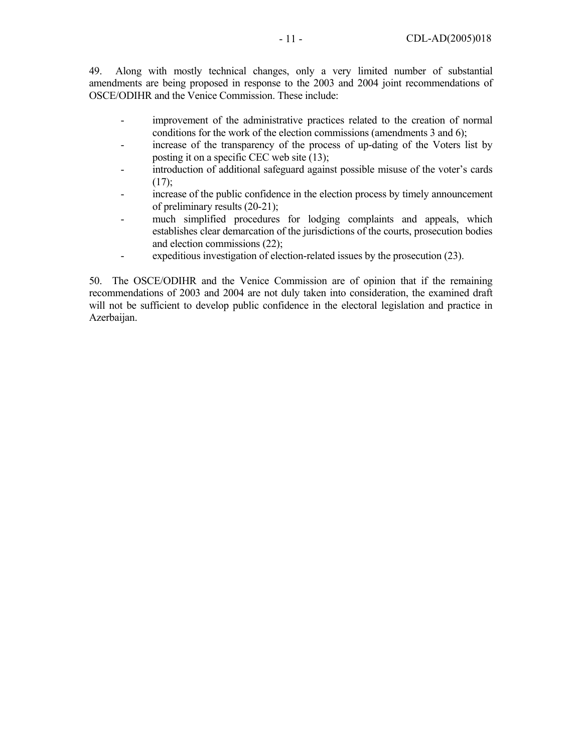49. Along with mostly technical changes, only a very limited number of substantial amendments are being proposed in response to the 2003 and 2004 joint recommendations of OSCE/ODIHR and the Venice Commission. These include:

- improvement of the administrative practices related to the creation of normal conditions for the work of the election commissions (amendments 3 and 6);
- increase of the transparency of the process of up-dating of the Voters list by posting it on a specific CEC web site (13);
- introduction of additional safeguard against possible misuse of the voter's cards (17);
- increase of the public confidence in the election process by timely announcement of preliminary results (20-21);
- much simplified procedures for lodging complaints and appeals, which establishes clear demarcation of the jurisdictions of the courts, prosecution bodies and election commissions (22);
- expeditious investigation of election-related issues by the prosecution (23).

50. The OSCE/ODIHR and the Venice Commission are of opinion that if the remaining recommendations of 2003 and 2004 are not duly taken into consideration, the examined draft will not be sufficient to develop public confidence in the electoral legislation and practice in Azerbaijan.